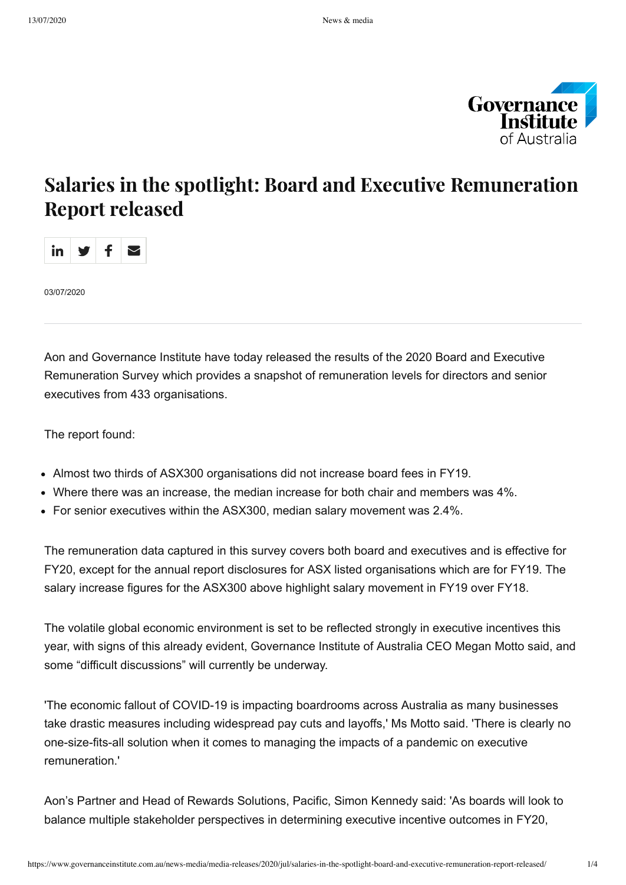# Salaries in the spotlight: Board and Executive Remuneration Report released

03/07/2020

Aon and Governance Institute have today released the results of the 2020 Board and Executive Remuneration Survey which provides a snapshot of remuneration levels for directors and senior executives from 433 organisations.

The report found:

- Almost two thirds of ASX300 organisations did not increase board fees in FY19.
- Where there was an increase, the median increase for both chair and members was 4%.
- For senior executives within the ASX300, median salary movement was 2.4%.

The remuneration data captured in this survey covers both board and executives and is effective for FY20, except for the annual report disclosures for ASX listed organisations which are for FY19. The salary increase figures for the ASX300 above highlight salary movement in FY19 over FY18.

The volatile global economic environment is set to be reflected strongly in executive incentives this year, with signs of this already evident, Governance Institute of Australia CEO Megan Motto said, and some "difficult discussions" will currently be underway.

'The economic fallout of COVID-19 is impacting boardrooms across Australia as many businesses take drastic measures including widespread pay cuts and layoffs,' Ms Motto said. 'There is clearly no one-size-fits-all solution when it comes to managing the impacts of a pandemic on executive remuneration.'

Aon's Partner and Head of Rewards Solutions, Pacific, Simon Kennedy said: 'As boards will look to balance multiple stakeholder perspectives in determining executive incentive outcomes in FY20,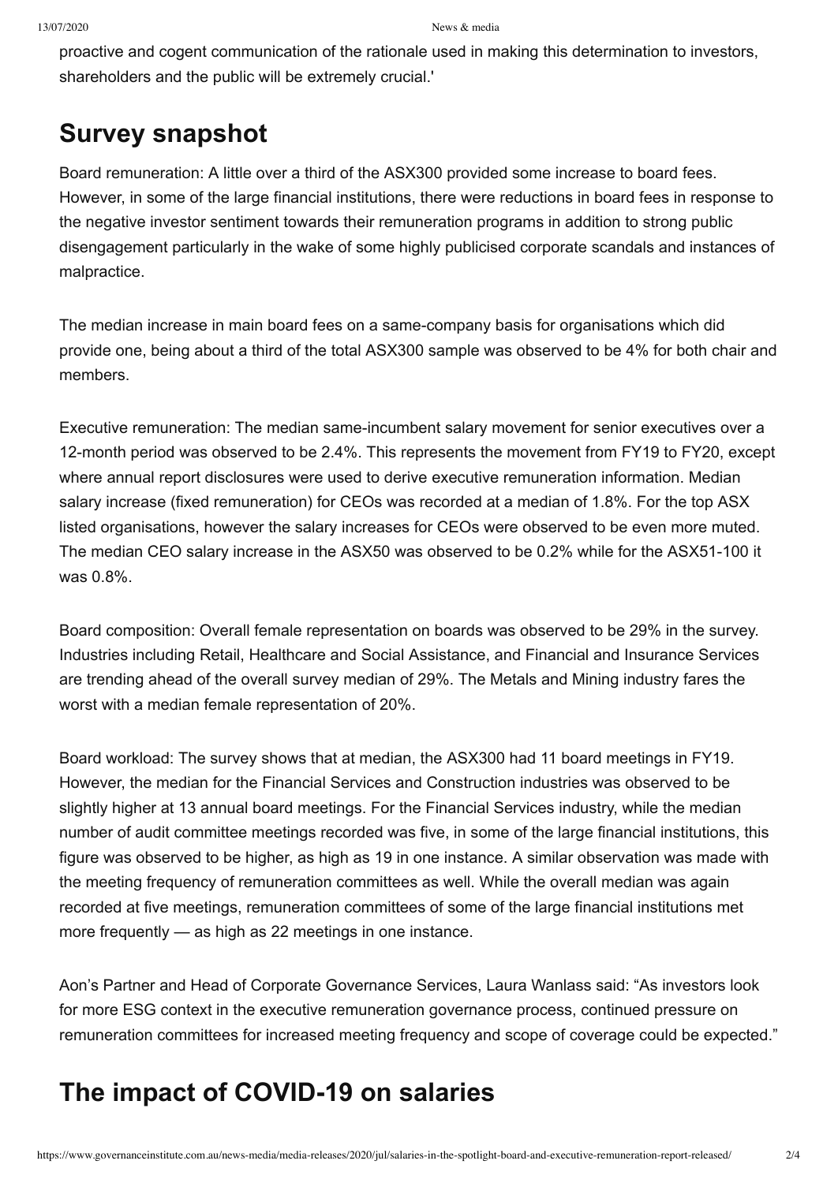proactive and cogent communication of the rationale used in making this determination to investors, shareholders and the public will be extremely crucial.'

## Survey snapshot

Board remuneration: A little over a third of the ASX300 provided some increase to board fees. However, in some of the large financial institutions, there were reductions in board fees in response to the negative investor sentiment towards their remuneration programs in addition to strong public disengagement particularly in the wake of some highly publicised corporate scandals and instances of malpractice.

The median increase in main board fees on a same-company basis for organisations which did provide one, being about a third of the total ASX300 sample was observed to be 4% for both chair and members.

Executive remuneration: The median same-incumbent salary movement for senior executives over a 12-month period was observed to be 2.4%. This represents the movement from FY19 to FY20, except where annual report disclosures were used to derive executive remuneration information. Median salary increase (fixed remuneration) for CEOs was recorded at a median of 1.8%. For the top ASX listed organisations, however the salary increases for CEOs were observed to be even more muted. The median CEO salary increase in the ASX50 was observed to be 0.2% while for the ASX51-100 it was 0.8%.

Board composition: Overall female representation on boards was observed to be 29% in the survey. Industries including Retail, Healthcare and Social Assistance, and Financial and Insurance Services are trending ahead of the overall survey median of 29%. The Metals and Mining industry fares the worst with a median female representation of 20%.

Board workload: The survey shows that at median, the ASX300 had 11 board meetings in FY19. However, the median for the Financial Services and Construction industries was observed to be slightly higher at 13 annual board meetings. For the Financial Services industry, while the median number of audit committee meetings recorded was five, in some of the large financial institutions, this figure was observed to be higher, as high as 19 in one instance. A similar observation was made with the meeting frequency of remuneration committees as well. While the overall median was again recorded at five meetings, remuneration committees of some of the large financial institutions met more frequently — as high as 22 meetings in one instance.

Aon's Partner and Head of Corporate Governance Services, Laura Wanlass said: "As investors look for more ESG context in the executive remuneration governance process, continued pressure on remuneration committees for increased meeting frequency and scope of coverage could be expected."

## The impact of COVID-19 on salaries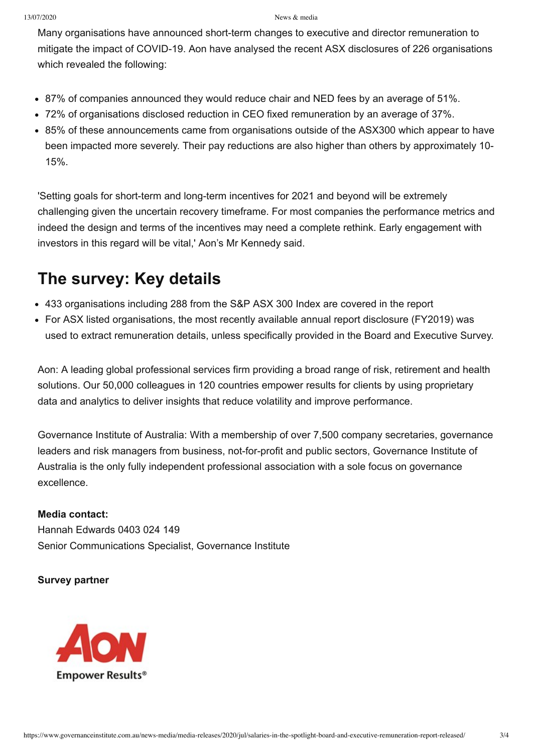Many organisations have announced short-term changes to executive and director remuneration to mitigate the impact of COVID-19. Aon have analysed the recent ASX disclosures of 226 organisations which revealed the following:

- 87% of companies announced they would reduce chair and NED fees by an average of 51%.
- 72% of organisations disclosed reduction in CEO fixed remuneration by an average of 37%.
- 85% of these announcements came from organisations outside of the ASX300 which appear to have been impacted more severely. Their pay reductions are also higher than others by approximately 10-15%.

'Setting goals for short-term and long-term incentives for 2021 and beyond will be extremely challenging given the uncertain recovery timeframe. For most companies the performance metrics and indeed the design and terms of the incentives may need a complete rethink. Early engagement with investors in this regard will be vital,' Aon's Mr Kennedy said.

## The survey: Key details

- 433 organisations including 288 from the S&P ASX 300 Index are covered in the report
- For ASX listed organisations, the most recently available annual report disclosure (FY2019) was used to extract remuneration details, unless specifically provided in the Board and Executive Survey.

Aon: A leading global professional services firm providing a broad range of risk, retirement and health solutions. Our 50,000 colleagues in 120 countries empower results for clients by using proprietary data and analytics to deliver insights that reduce volatility and improve performance.

Governance Institute of Australia: With a membership of over 7,500 company secretaries, governance leaders and risk managers from business, not-for-profit and public sectors, Governance Institute of Australia is the only fully independent professional association with a sole focus on governance excellence.

**Media contact:**
Hannah Edwards 0403 024 149
Senior Communications Specialist, Governance Institute

**Survey partner**

AON
Empower Results®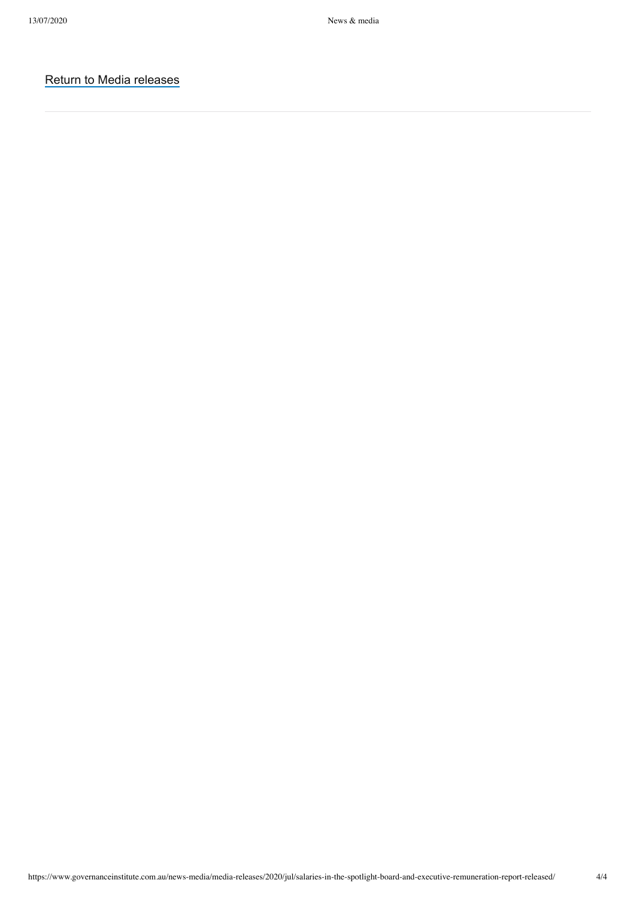[Return to Media releases](https://www.governanceinstitute.com.au/news-media/media-releases/)

---